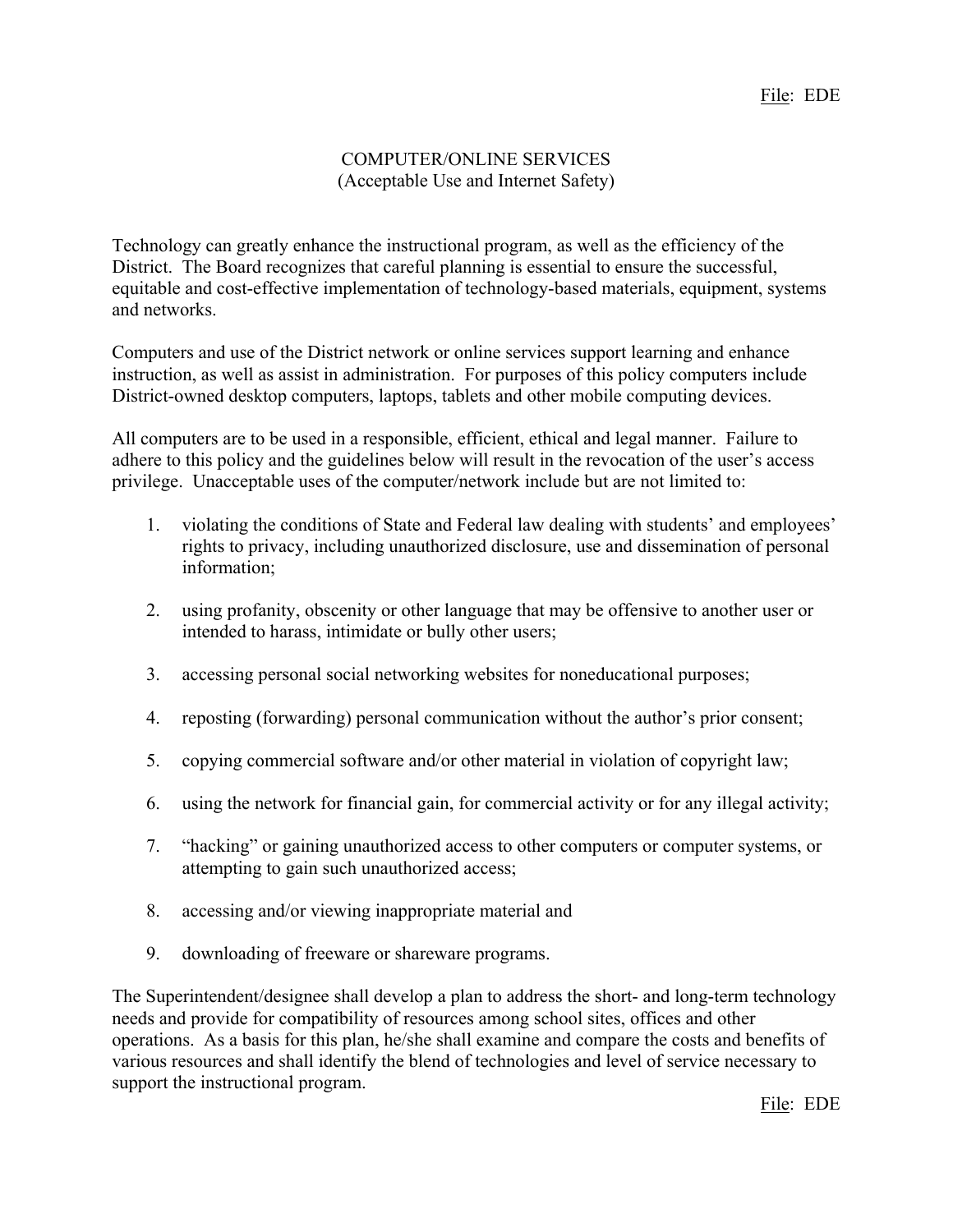# COMPUTER/ONLINE SERVICES
## (Acceptable Use and Internet Safety)

Technology can greatly enhance the instructional program, as well as the efficiency of the District. The Board recognizes that careful planning is essential to ensure the successful, equitable and cost-effective implementation of technology-based materials, equipment, systems and networks.

Computers and use of the District network or online services support learning and enhance instruction, as well as assist in administration. For purposes of this policy computers include District-owned desktop computers, laptops, tablets and other mobile computing devices.

All computers are to be used in a responsible, efficient, ethical and legal manner. Failure to adhere to this policy and the guidelines below will result in the revocation of the user's access privilege. Unacceptable uses of the computer/network include but are not limited to:

1. violating the conditions of State and Federal law dealing with students' and employees' rights to privacy, including unauthorized disclosure, use and dissemination of personal information;
2. using profanity, obscenity or other language that may be offensive to another user or intended to harass, intimidate or bully other users;
3. accessing personal social networking websites for noneducational purposes;
4. reposting (forwarding) personal communication without the author's prior consent;
5. copying commercial software and/or other material in violation of copyright law;
6. using the network for financial gain, for commercial activity or for any illegal activity;
7. "hacking" or gaining unauthorized access to other computers or computer systems, or attempting to gain such unauthorized access;
8. accessing and/or viewing inappropriate material and
9. downloading of freeware or shareware programs.

The Superintendent/designee shall develop a plan to address the short- and long-term technology needs and provide for compatibility of resources among school sites, offices and other operations. As a basis for this plan, he/she shall examine and compare the costs and benefits of various resources and shall identify the blend of technologies and level of service necessary to support the instructional program.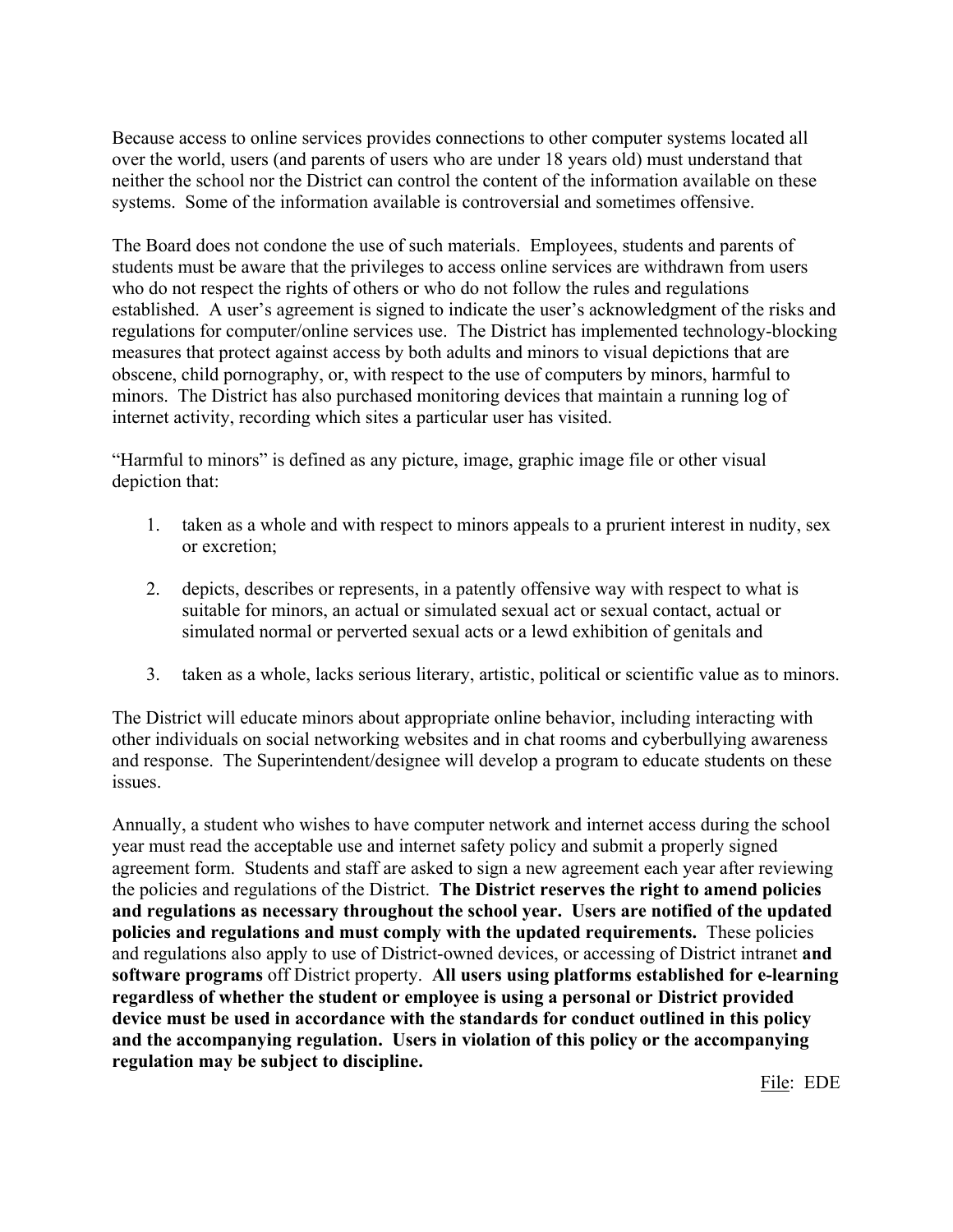Because access to online services provides connections to other computer systems located all over the world, users (and parents of users who are under 18 years old) must understand that neither the school nor the District can control the content of the information available on these systems. Some of the information available is controversial and sometimes offensive.

The Board does not condone the use of such materials. Employees, students and parents of students must be aware that the privileges to access online services are withdrawn from users who do not respect the rights of others or who do not follow the rules and regulations established. A user's agreement is signed to indicate the user's acknowledgment of the risks and regulations for computer/online services use. The District has implemented technology-blocking measures that protect against access by both adults and minors to visual depictions that are obscene, child pornography, or, with respect to the use of computers by minors, harmful to minors. The District has also purchased monitoring devices that maintain a running log of internet activity, recording which sites a particular user has visited.

"Harmful to minors" is defined as any picture, image, graphic image file or other visual depiction that:

1. taken as a whole and with respect to minors appeals to a prurient interest in nudity, sex or excretion;

2. depicts, describes or represents, in a patently offensive way with respect to what is suitable for minors, an actual or simulated sexual act or sexual contact, actual or simulated normal or perverted sexual acts or a lewd exhibition of genitals and

3. taken as a whole, lacks serious literary, artistic, political or scientific value as to minors.

The District will educate minors about appropriate online behavior, including interacting with other individuals on social networking websites and in chat rooms and cyberbullying awareness and response. The Superintendent/designee will develop a program to educate students on these issues.

Annually, a student who wishes to have computer network and internet access during the school year must read the acceptable use and internet safety policy and submit a properly signed agreement form. Students and staff are asked to sign a new agreement each year after reviewing the policies and regulations of the District. **The District reserves the right to amend policies and regulations as necessary throughout the school year. Users are notified of the updated policies and regulations and must comply with the updated requirements.** These policies and regulations also apply to use of District-owned devices, or accessing of District intranet **and software programs** off District property. **All users using platforms established for e-learning regardless of whether the student or employee is using a personal or District provided device must be used in accordance with the standards for conduct outlined in this policy and the accompanying regulation. Users in violation of this policy or the accompanying regulation may be subject to discipline.**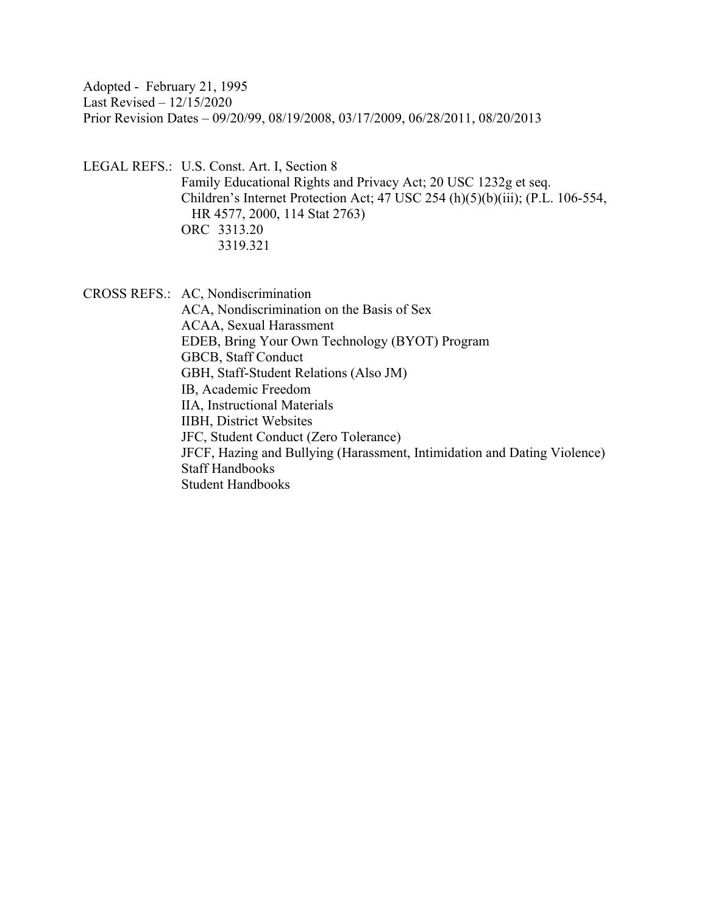Adopted - February 21, 1995
Last Revised – 12/15/2020
Prior Revision Dates – 09/20/99, 08/19/2008, 03/17/2009, 06/28/2011, 08/20/2013

LEGAL REFS.: U.S. Const. Art. I, Section 8
Family Educational Rights and Privacy Act; 20 USC 1232g et seq.
Children's Internet Protection Act; 47 USC 254 (h)(5)(b)(iii); (P.L. 106-554, HR 4577, 2000, 114 Stat 2763)
ORC 3313.20
3319.321

CROSS REFS.: AC, Nondiscrimination
ACA, Nondiscrimination on the Basis of Sex
ACAA, Sexual Harassment
EDEB, Bring Your Own Technology (BYOT) Program
GBCB, Staff Conduct
GBH, Staff-Student Relations (Also JM)
IB, Academic Freedom
IIA, Instructional Materials
IIBH, District Websites
JFC, Student Conduct (Zero Tolerance)
JFCF, Hazing and Bullying (Harassment, Intimidation and Dating Violence)
Staff Handbooks
Student Handbooks